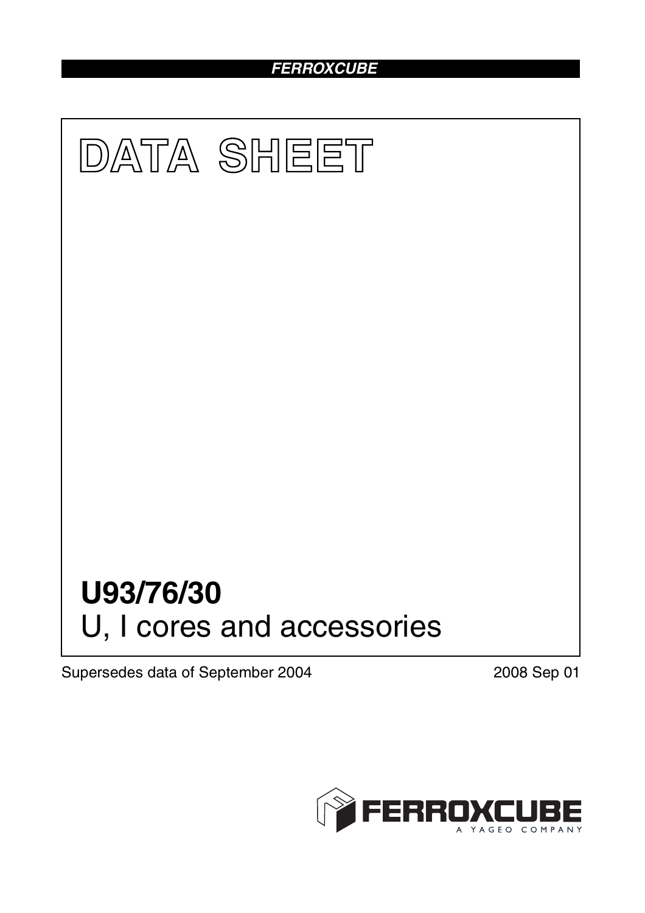FERROXCUBE

# DATA SHEET

# U93/76/30

U, I cores and accessories

Supersedes data of September 2004

2008 Sep 01

FERROXCUBE

A YAGEO COMPANY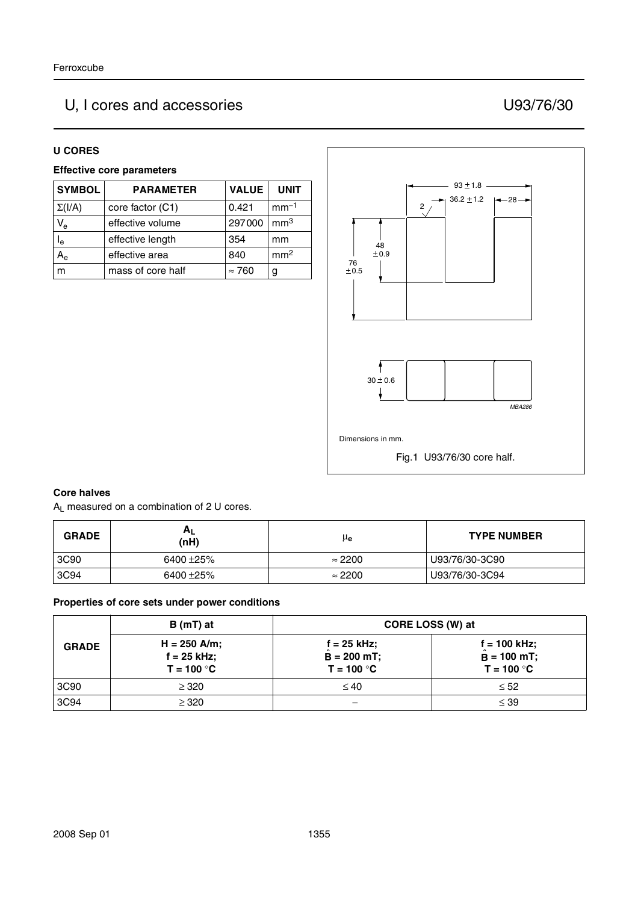# U, I cores and accessories — U93/76/30

## U CORES

### Effective core parameters

| SYMBOL | PARAMETER | VALUE | UNIT |
|---|---|---|---|
| $\Sigma(I/A)$ | core factor (C1) | 0.421 | $mm^{-1}$ |
| $V_e$ | effective volume | 297000 | $mm^3$ |
| $l_e$ | effective length | 354 | mm |
| $A_e$ | effective area | 840 | $mm^2$ |
| m | mass of core half | ≈ 760 | g |

Dimensions in mm.

Fig.1 U93/76/30 core half.

### Core halves

$A_L$ measured on a combination of 2 U cores.

| GRADE | $A_L$ (nH) | $\mu_e$ | TYPE NUMBER |
|---|---|---|---|
| 3C90 | 6400 ±25% | ≈ 2200 | U93/76/30-3C90 |
| 3C94 | 6400 ±25% | ≈ 2200 | U93/76/30-3C94 |

### Properties of core sets under power conditions

| GRADE | B (mT) at | CORE LOSS (W) at | |
|---|---|---|---|
| | H = 250 A/m; f = 25 kHz; T = 100 °C | f = 25 kHz; $\hat{B}$ = 200 mT; T = 100 °C | f = 100 kHz; $\hat{B}$ = 100 mT; T = 100 °C |
| 3C90 | ≥ 320 | ≤ 40 | ≤ 52 |
| 3C94 | ≥ 320 | − | ≤ 39 |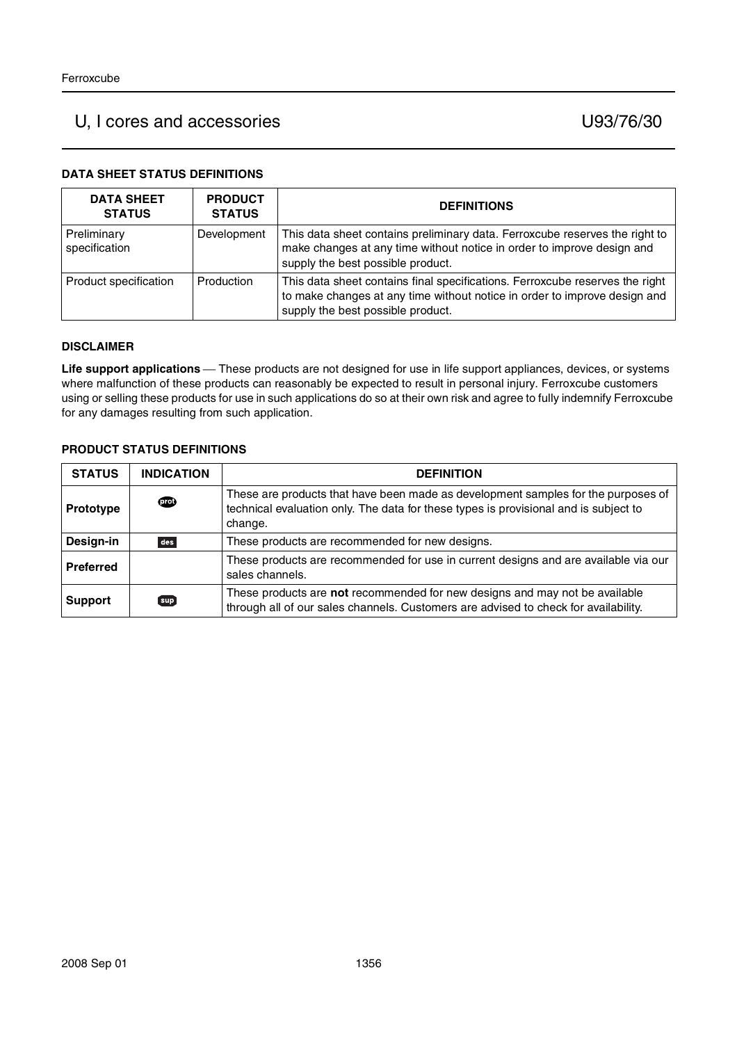## DATA SHEET STATUS DEFINITIONS

| DATA SHEET STATUS | PRODUCT STATUS | DEFINITIONS |
|---|---|---|
| Preliminary specification | Development | This data sheet contains preliminary data. Ferroxcube reserves the right to make changes at any time without notice in order to improve design and supply the best possible product. |
| Product specification | Production | This data sheet contains final specifications. Ferroxcube reserves the right to make changes at any time without notice in order to improve design and supply the best possible product. |

## DISCLAIMER

**Life support applications** — These products are not designed for use in life support appliances, devices, or systems where malfunction of these products can reasonably be expected to result in personal injury. Ferroxcube customers using or selling these products for use in such applications do so at their own risk and agree to fully indemnify Ferroxcube for any damages resulting from such application.

## PRODUCT STATUS DEFINITIONS

| STATUS | INDICATION | DEFINITION |
|---|---|---|
| **Prototype** | prot | These are products that have been made as development samples for the purposes of technical evaluation only. The data for these types is provisional and is subject to change. |
| **Design-in** | des | These products are recommended for new designs. |
| **Preferred** | | These products are recommended for use in current designs and are available via our sales channels. |
| **Support** | sup | These products are **not** recommended for new designs and may not be available through all of our sales channels. Customers are advised to check for availability. |